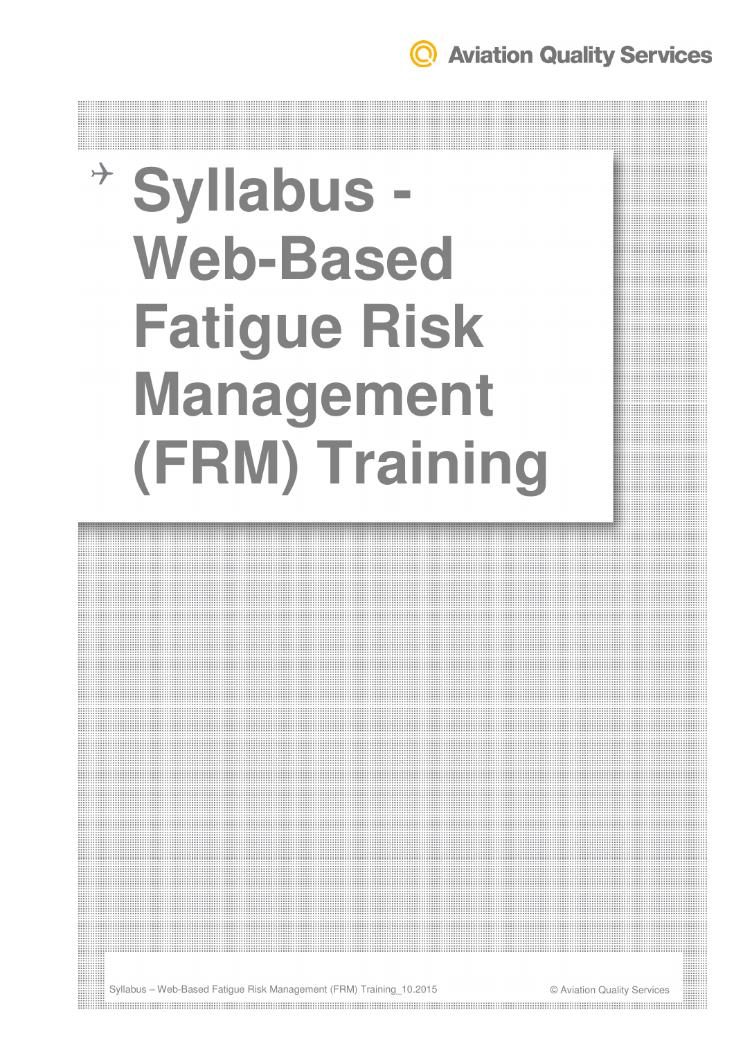Aviation Quality Services

# Syllabus - Web-Based Fatigue Risk Management (FRM) Training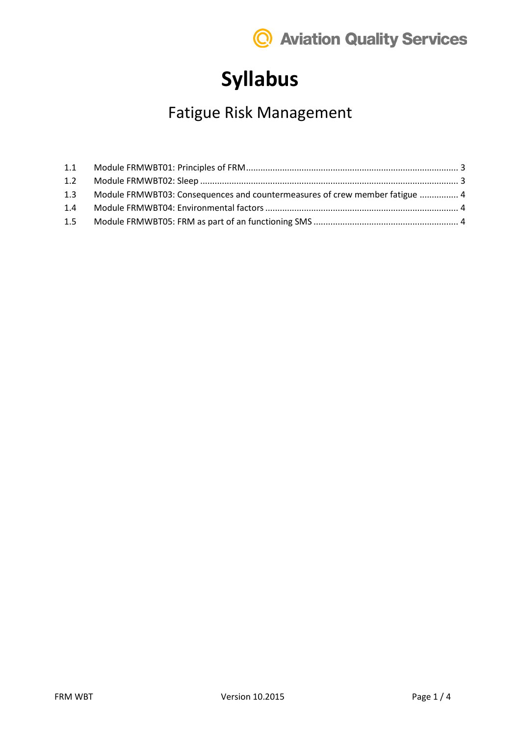# Syllabus

## Fatigue Risk Management

1.1 Module FRMWBT01: Principles of FRM ........................................................................................ 3
1.2 Module FRMWBT02: Sleep ........................................................................................................... 3
1.3 Module FRMWBT03: Consequences and countermeasures of crew member fatigue ................ 4
1.4 Module FRMWBT04: Environmental factors ................................................................................ 4
1.5 Module FRMWBT05: FRM as part of an functioning SMS ............................................................ 4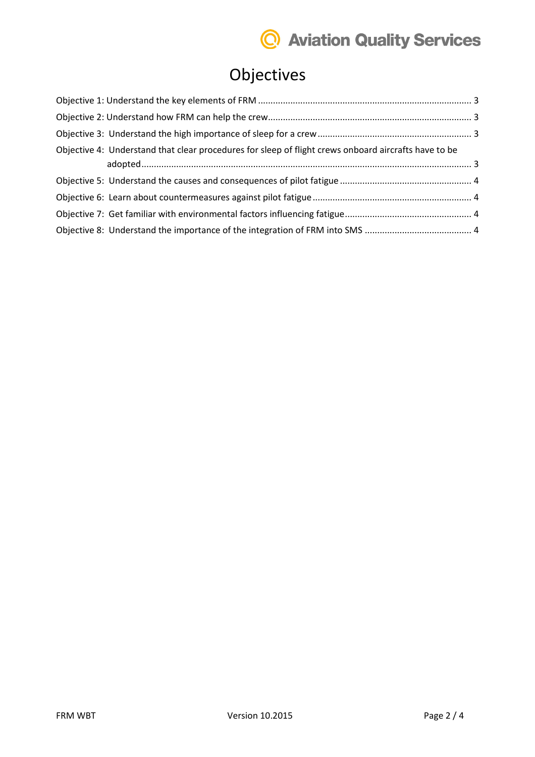# Objectives

Objective 1: Understand the key elements of FRM ..................................................................................... 3

Objective 2: Understand how FRM can help the crew.................................................................................. 3

Objective 3: Understand the high importance of sleep for a crew............................................................. 3

Objective 4: Understand that clear procedures for sleep of flight crews onboard aircrafts have to be adopted.................................................................................................................................... 3

Objective 5: Understand the causes and consequences of pilot fatigue..................................................... 4

Objective 6: Learn about countermeasures against pilot fatigue................................................................ 4

Objective 7: Get familiar with environmental factors influencing fatigue................................................... 4

Objective 8: Understand the importance of the integration of FRM into SMS ........................................... 4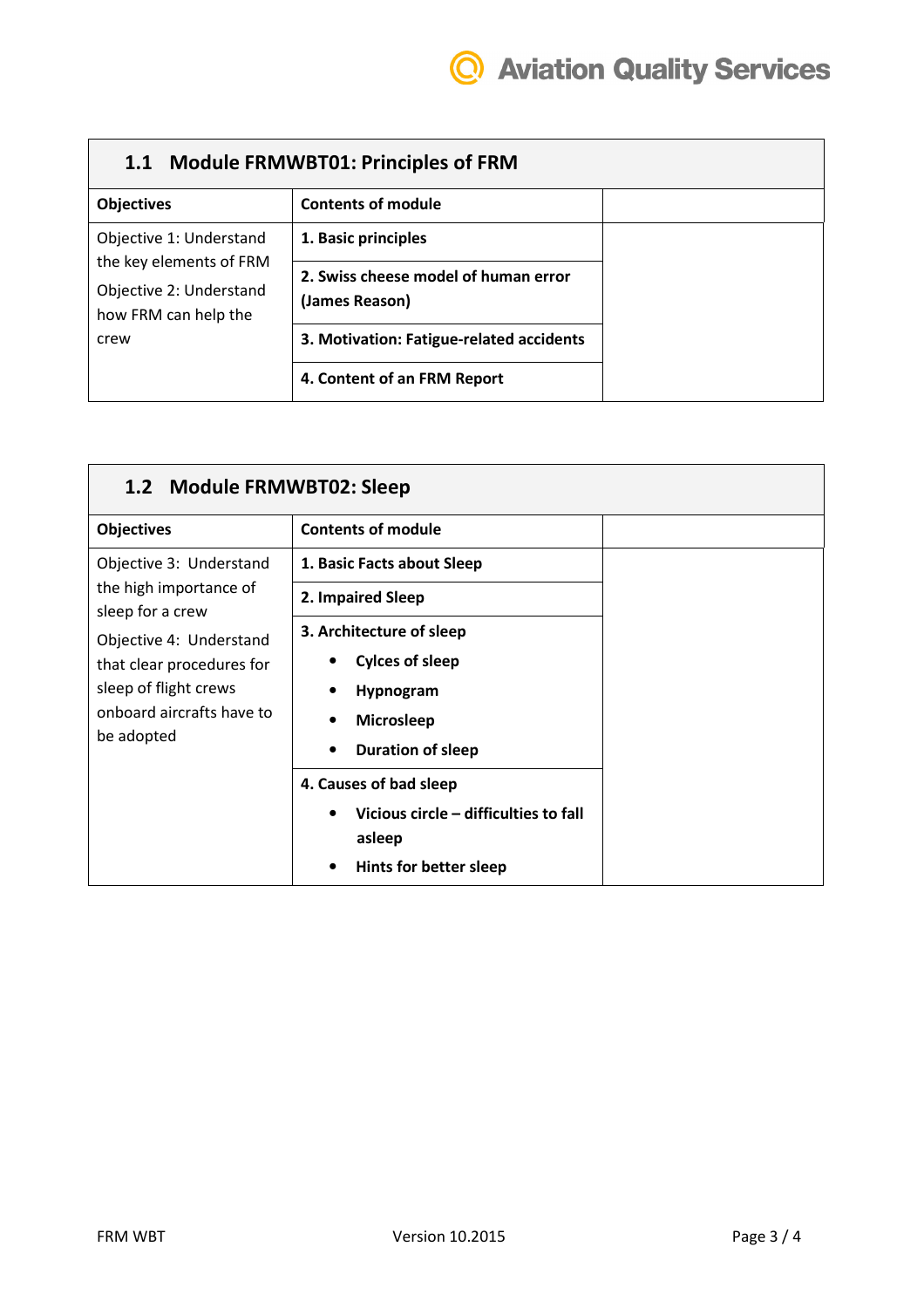| 1.1 Module FRMWBT01: Principles of FRM | | |
|---|---|---|
| **Objectives** | **Contents of module** | |
| Objective 1: Understand the key elements of FRM<br>Objective 2: Understand how FRM can help the crew | **1. Basic principles** | |
| | **2. Swiss cheese model of human error (James Reason)** | |
| | **3. Motivation: Fatigue-related accidents** | |
| | **4. Content of an FRM Report** | |

| 1.2 Module FRMWBT02: Sleep | | |
|---|---|---|
| **Objectives** | **Contents of module** | |
| Objective 3: Understand the high importance of sleep for a crew<br>Objective 4: Understand that clear procedures for sleep of flight crews onboard aircrafts have to be adopted | **1. Basic Facts about Sleep** | |
| | **2. Impaired Sleep** | |
| | **3. Architecture of sleep**<br>• **Cylces of sleep**<br>• **Hypnogram**<br>• **Microsleep**<br>• **Duration of sleep** | |
| | **4. Causes of bad sleep**<br>• **Vicious circle – difficulties to fall asleep**<br>• **Hints for better sleep** | |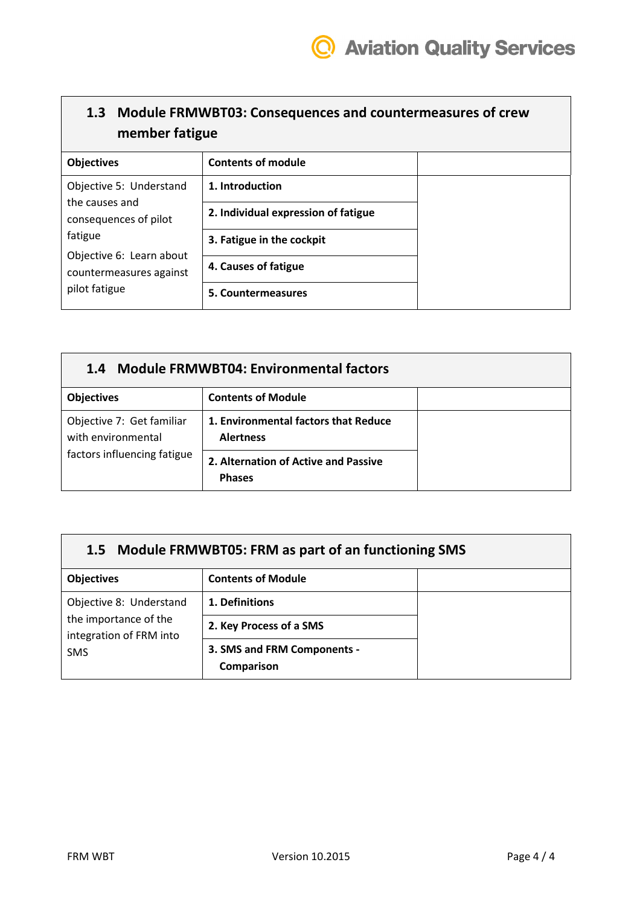## 1.3 Module FRMWBT03: Consequences and countermeasures of crew member fatigue

| Objectives | Contents of module | |
|---|---|---|
| Objective 5: Understand the causes and consequences of pilot fatigue<br>Objective 6: Learn about countermeasures against pilot fatigue | **1. Introduction** | |
| | **2. Individual expression of fatigue** | |
| | **3. Fatigue in the cockpit** | |
| | **4. Causes of fatigue** | |
| | **5. Countermeasures** | |

## 1.4 Module FRMWBT04: Environmental factors

| Objectives | Contents of Module | |
|---|---|---|
| Objective 7: Get familiar with environmental factors influencing fatigue | **1. Environmental factors that Reduce Alertness** | |
| | **2. Alternation of Active and Passive Phases** | |

## 1.5 Module FRMWBT05: FRM as part of an functioning SMS

| Objectives | Contents of Module | |
|---|---|---|
| Objective 8: Understand the importance of the integration of FRM into SMS | **1. Definitions** | |
| | **2. Key Process of a SMS** | |
| | **3. SMS and FRM Components - Comparison** | |